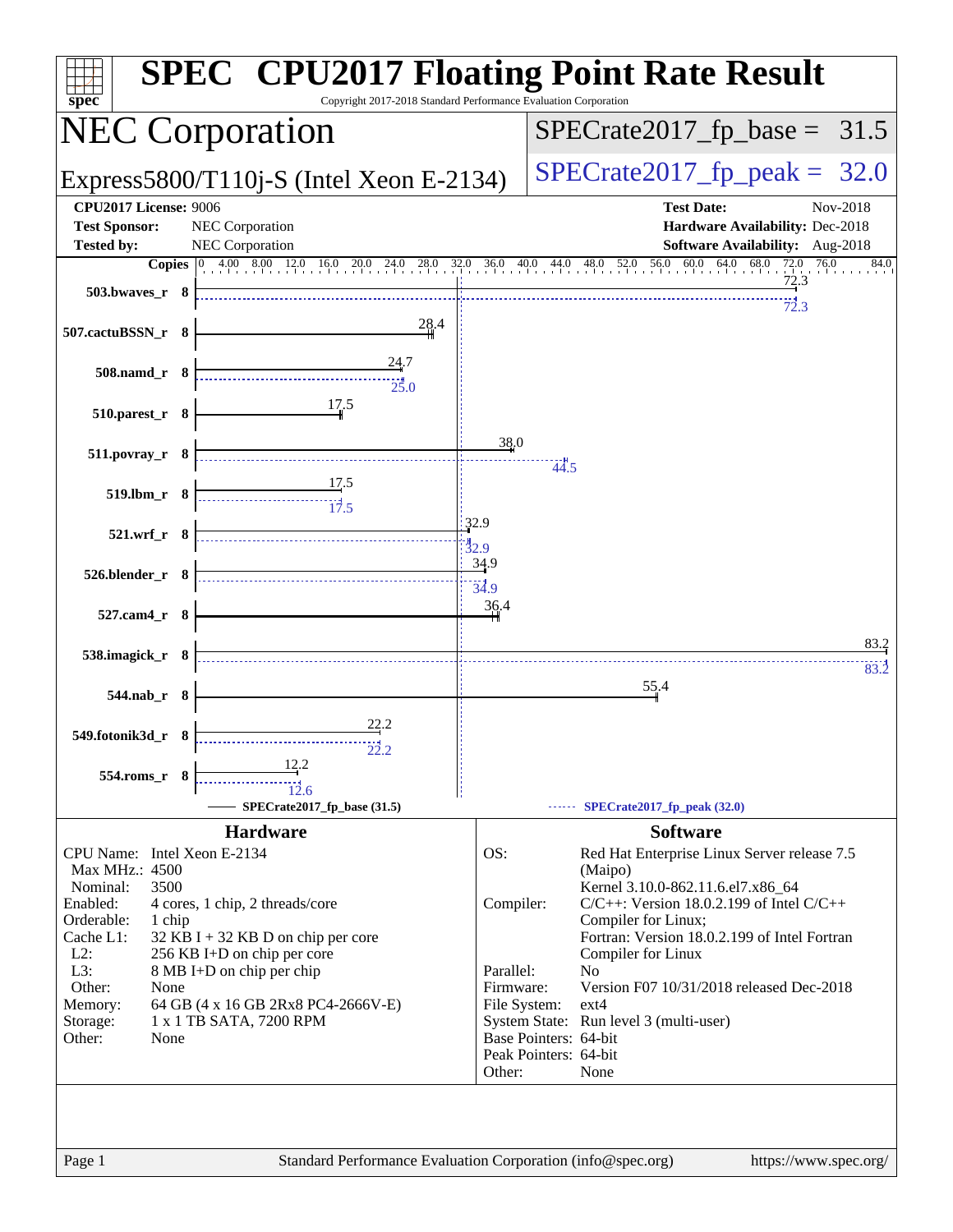# SPEC CPU2017 Floating Point Rate Result

Copyright 2017-2018 Standard Performance Evaluation Corporation

## NEC Corporation

Express5800/T110j-S (Intel Xeon E-2134)

SPECrate2017_fp_base = 31.5

SPECrate2017_fp_peak = 32.0

**CPU2017 License:** 9006
**Test Sponsor:** NEC Corporation
**Tested by:** NEC Corporation

**Test Date:** Nov-2018
**Hardware Availability:** Dec-2018
**Software Availability:** Aug-2018

| Benchmark | Copies | Base | Peak |
|---|---|---|---|
| 503.bwaves_r | 8 | 72.3 | 72.3 |
| 507.cactuBSSN_r | 8 | 28.4 | |
| 508.namd_r | 8 | 24.7 | 25.0 |
| 510.parest_r | 8 | 17.5 | |
| 511.povray_r | 8 | 38.0 | 44.5 |
| 519.lbm_r | 8 | 17.5 | 17.5 |
| 521.wrf_r | 8 | 32.9 | 32.9 |
| 526.blender_r | 8 | 34.9 | 34.9 |
| 527.cam4_r | 8 | 36.4 | |
| 538.imagick_r | 8 | 83.2 | 83.2 |
| 544.nab_r | 8 | 55.4 | |
| 549.fotonik3d_r | 8 | 22.2 | 22.2 |
| 554.roms_r | 8 | 12.2 | 12.6 |

SPECrate2017_fp_base (31.5) — SPECrate2017_fp_peak (32.0)

### Hardware

| | |
|---|---|
| CPU Name: | Intel Xeon E-2134 |
| Max MHz.: | 4500 |
| Nominal: | 3500 |
| Enabled: | 4 cores, 1 chip, 2 threads/core |
| Orderable: | 1 chip |
| Cache L1: | 32 KB I + 32 KB D on chip per core |
| L2: | 256 KB I+D on chip per core |
| L3: | 8 MB I+D on chip per chip |
| Other: | None |
| Memory: | 64 GB (4 x 16 GB 2Rx8 PC4-2666V-E) |
| Storage: | 1 x 1 TB SATA, 7200 RPM |
| Other: | None |

### Software

| | |
|---|---|
| OS: | Red Hat Enterprise Linux Server release 7.5 (Maipo) Kernel 3.10.0-862.11.6.el7.x86_64 |
| Compiler: | C/C++: Version 18.0.2.199 of Intel C/C++ Compiler for Linux; Fortran: Version 18.0.2.199 of Intel Fortran Compiler for Linux |
| Parallel: | No |
| Firmware: | Version F07 10/31/2018 released Dec-2018 |
| File System: | ext4 |
| System State: | Run level 3 (multi-user) |
| Base Pointers: | 64-bit |
| Peak Pointers: | 64-bit |
| Other: | None |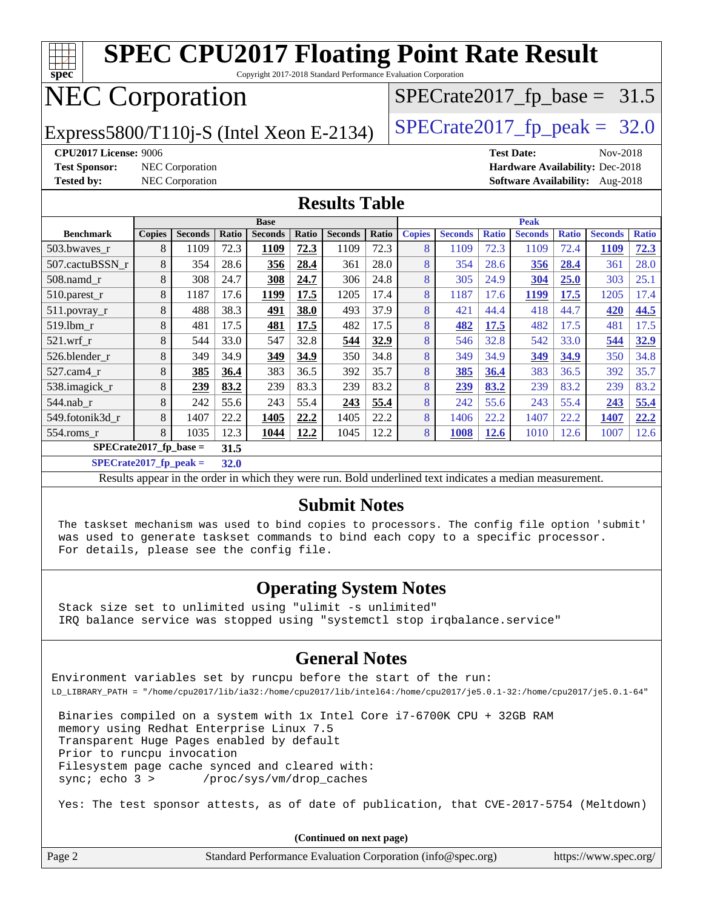# SPEC CPU2017 Floating Point Rate Result

Copyright 2017-2018 Standard Performance Evaluation Corporation

## NEC Corporation

Express5800/T110j-S (Intel Xeon E-2134)

SPECrate2017_fp_base = 31.5

SPECrate2017_fp_peak = 32.0

**CPU2017 License:** 9006
**Test Sponsor:** NEC Corporation
**Tested by:** NEC Corporation

**Test Date:** Nov-2018
**Hardware Availability:** Dec-2018
**Software Availability:** Aug-2018

## Results Table

| Benchmark | Base | | | | | | | Peak | | | | | | |
|---|---|---|---|---|---|---|---|---|---|---|---|---|---|---|
| | Copies | Seconds | Ratio | Seconds | Ratio | Seconds | Ratio | Copies | Seconds | Ratio | Seconds | Ratio | Seconds | Ratio |
| 503.bwaves_r | 8 | 1109 | 72.3 | **1109** | **72.3** | 1109 | 72.3 | 8 | 1109 | 72.3 | 1109 | 72.4 | **1109** | **72.3** |
| 507.cactuBSSN_r | 8 | 354 | 28.6 | **356** | **28.4** | 361 | 28.0 | 8 | 354 | 28.6 | **356** | **28.4** | 361 | 28.0 |
| 508.namd_r | 8 | 308 | 24.7 | **308** | **24.7** | 306 | 24.8 | 8 | 305 | 24.9 | **304** | **25.0** | 303 | 25.1 |
| 510.parest_r | 8 | 1187 | 17.6 | **1199** | **17.5** | 1205 | 17.4 | 8 | 1187 | 17.6 | **1199** | **17.5** | 1205 | 17.4 |
| 511.povray_r | 8 | 488 | 38.3 | **491** | **38.0** | 493 | 37.9 | 8 | 421 | 44.4 | 418 | 44.7 | **420** | **44.5** |
| 519.lbm_r | 8 | 481 | 17.5 | **481** | **17.5** | 482 | 17.5 | 8 | **482** | **17.5** | 482 | 17.5 | 481 | 17.5 |
| 521.wrf_r | 8 | 544 | 33.0 | 547 | 32.8 | **544** | **32.9** | 8 | 546 | 32.8 | 542 | 33.0 | **544** | **32.9** |
| 526.blender_r | 8 | 349 | 34.9 | **349** | **34.9** | 350 | 34.8 | 8 | 349 | 34.9 | **349** | **34.9** | 350 | 34.8 |
| 527.cam4_r | 8 | **385** | **36.4** | 383 | 36.5 | 392 | 35.7 | 8 | **385** | **36.4** | 383 | 36.5 | 392 | 35.7 |
| 538.imagick_r | 8 | **239** | **83.2** | 239 | 83.3 | 239 | 83.2 | 8 | **239** | **83.2** | 239 | 83.2 | 239 | 83.2 |
| 544.nab_r | 8 | 242 | 55.6 | 243 | 55.4 | **243** | **55.4** | 8 | 242 | 55.6 | 243 | 55.4 | **243** | **55.4** |
| 549.fotonik3d_r | 8 | 1407 | 22.2 | **1405** | **22.2** | 1405 | 22.2 | 8 | 1406 | 22.2 | 1407 | 22.2 | **1407** | **22.2** |
| 554.roms_r | 8 | 1035 | 12.3 | **1044** | **12.2** | 1045 | 12.2 | 8 | **1008** | **12.6** | 1010 | 12.6 | 1007 | 12.6 |

**SPECrate2017_fp_base = 31.5**

**SPECrate2017_fp_peak = 32.0**

Results appear in the order in which they were run. Bold underlined text indicates a median measurement.

## Submit Notes

```
The taskset mechanism was used to bind copies to processors. The config file option 'submit'
was used to generate taskset commands to bind each copy to a specific processor.
For details, please see the config file.
```

## Operating System Notes

```
Stack size set to unlimited using "ulimit -s unlimited"
IRQ balance service was stopped using "systemctl stop irqbalance.service"
```

## General Notes

```
Environment variables set by runcpu before the start of the run:
LD_LIBRARY_PATH = "/home/cpu2017/lib/ia32:/home/cpu2017/lib/intel64:/home/cpu2017/je5.0.1-32:/home/cpu2017/je5.0.1-64"

 Binaries compiled on a system with 1x Intel Core i7-6700K CPU + 32GB RAM
 memory using Redhat Enterprise Linux 7.5
 Transparent Huge Pages enabled by default
 Prior to runcpu invocation
 Filesystem page cache synced and cleared with:
 sync; echo 3 >       /proc/sys/vm/drop_caches

 Yes: The test sponsor attests, as of date of publication, that CVE-2017-5754 (Meltdown)
```

**(Continued on next page)**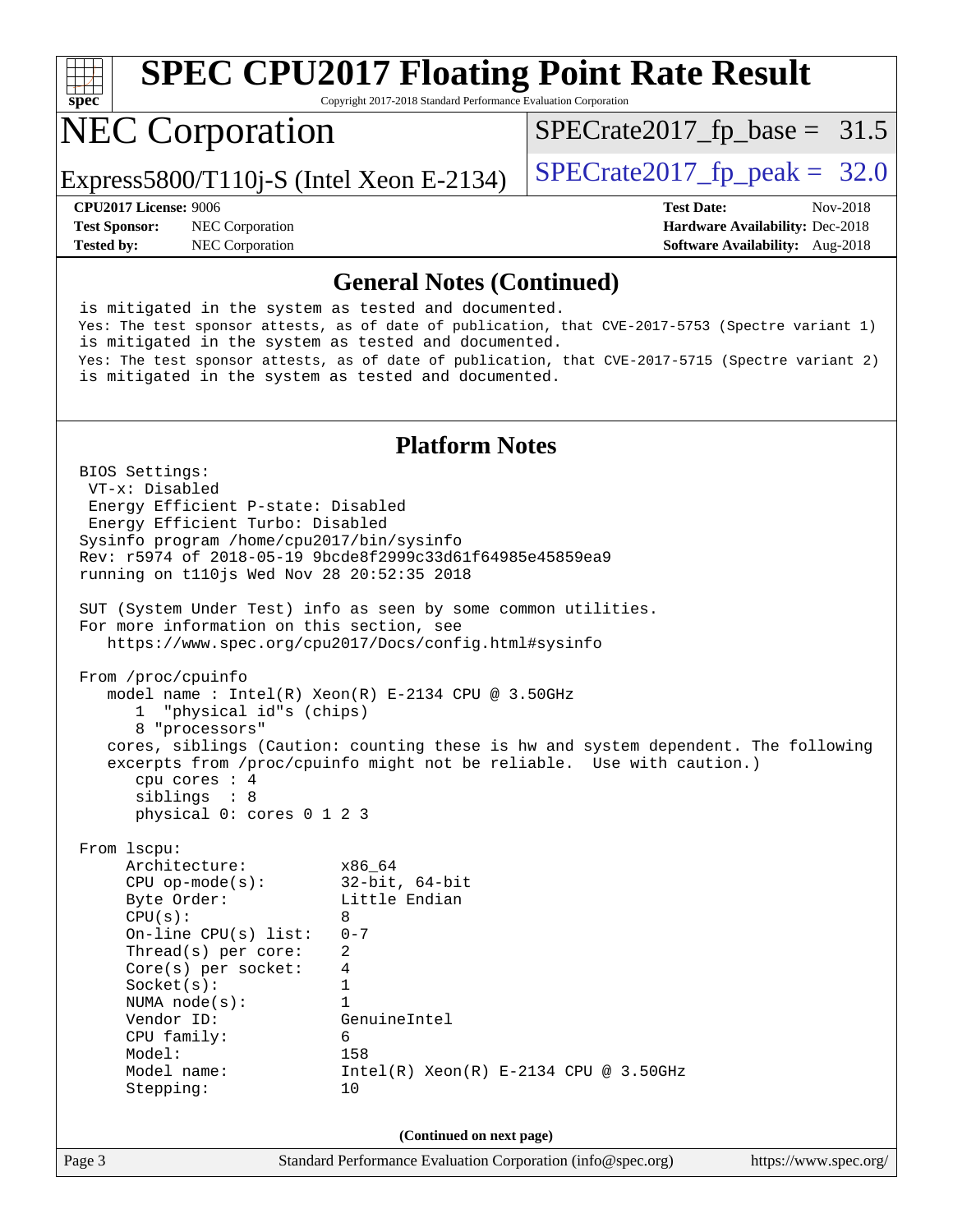## General Notes (Continued)

```
is mitigated in the system as tested and documented.
Yes: The test sponsor attests, as of date of publication, that CVE-2017-5753 (Spectre variant 1)
is mitigated in the system as tested and documented.
Yes: The test sponsor attests, as of date of publication, that CVE-2017-5715 (Spectre variant 2)
is mitigated in the system as tested and documented.
```

## Platform Notes

```
BIOS Settings:
 VT-x: Disabled
 Energy Efficient P-state: Disabled
 Energy Efficient Turbo: Disabled
Sysinfo program /home/cpu2017/bin/sysinfo
Rev: r5974 of 2018-05-19 9bcde8f2999c33d61f64985e45859ea9
running on t110js Wed Nov 28 20:52:35 2018

SUT (System Under Test) info as seen by some common utilities.
For more information on this section, see
   https://www.spec.org/cpu2017/Docs/config.html#sysinfo

From /proc/cpuinfo
   model name : Intel(R) Xeon(R) E-2134 CPU @ 3.50GHz
      1  "physical id"s (chips)
      8 "processors"
   cores, siblings (Caution: counting these is hw and system dependent. The following
   excerpts from /proc/cpuinfo might not be reliable.  Use with caution.)
      cpu cores : 4
      siblings  : 8
      physical 0: cores 0 1 2 3

From lscpu:
     Architecture:          x86_64
     CPU op-mode(s):        32-bit, 64-bit
     Byte Order:            Little Endian
     CPU(s):                8
     On-line CPU(s) list:   0-7
     Thread(s) per core:    2
     Core(s) per socket:    4
     Socket(s):             1
     NUMA node(s):          1
     Vendor ID:             GenuineIntel
     CPU family:            6
     Model:                 158
     Model name:            Intel(R) Xeon(R) E-2134 CPU @ 3.50GHz
     Stepping:              10
```

(Continued on next page)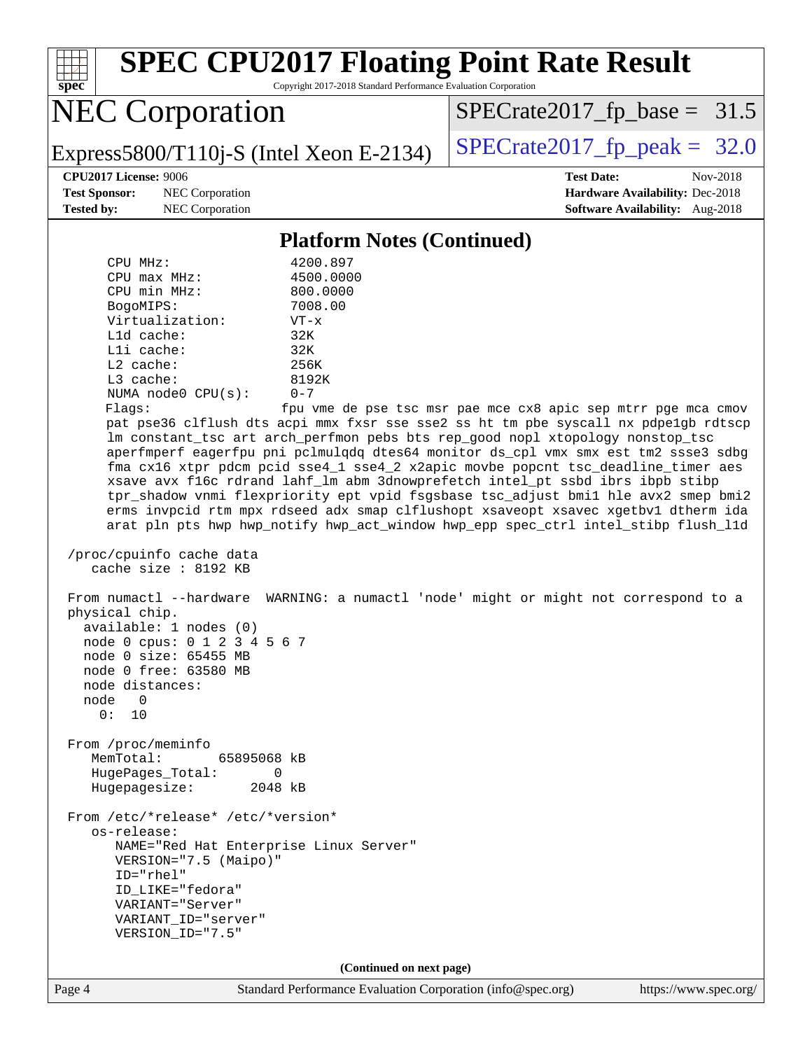## Platform Notes (Continued)

```
     CPU MHz:                4200.897
     CPU max MHz:            4500.0000
     CPU min MHz:            800.0000
     BogoMIPS:               7008.00
     Virtualization:         VT-x
     L1d cache:              32K
     L1i cache:              32K
     L2 cache:               256K
     L3 cache:               8192K
     NUMA node0 CPU(s):      0-7
     Flags:                  fpu vme de pse tsc msr pae mce cx8 apic sep mtrr pge mca cmov
     pat pse36 clflush dts acpi mmx fxsr sse sse2 ss ht tm pbe syscall nx pdpe1gb rdtscp
     lm constant_tsc art arch_perfmon pebs bts rep_good nopl xtopology nonstop_tsc
     aperfmperf eagerfpu pni pclmulqdq dtes64 monitor ds_cpl vmx smx est tm2 ssse3 sdbg
     fma cx16 xtpr pdcm pcid sse4_1 sse4_2 x2apic movbe popcnt tsc_deadline_timer aes
     xsave avx f16c rdrand lahf_lm abm 3dnowprefetch intel_pt ssbd ibrs ibpb stibp
     tpr_shadow vnmi flexpriority ept vpid fsgsbase tsc_adjust bmi1 hle avx2 smep bmi2
     erms invpcid rtm mpx rdseed adx smap clflushopt xsaveopt xsavec xgetbv1 dtherm ida
     arat pln pts hwp hwp_notify hwp_act_window hwp_epp spec_ctrl intel_stibp flush_l1d

 /proc/cpuinfo cache data
    cache size : 8192 KB

 From numactl --hardware  WARNING: a numactl 'node' might or might not correspond to a
 physical chip.
   available: 1 nodes (0)
   node 0 cpus: 0 1 2 3 4 5 6 7
   node 0 size: 65455 MB
   node 0 free: 63580 MB
   node distances:
   node   0
     0:  10

 From /proc/meminfo
    MemTotal:       65895068 kB
    HugePages_Total:       0
    Hugepagesize:       2048 kB

 From /etc/*release* /etc/*version*
    os-release:
       NAME="Red Hat Enterprise Linux Server"
       VERSION="7.5 (Maipo)"
       ID="rhel"
       ID_LIKE="fedora"
       VARIANT="Server"
       VARIANT_ID="server"
       VERSION_ID="7.5"
```

(Continued on next page)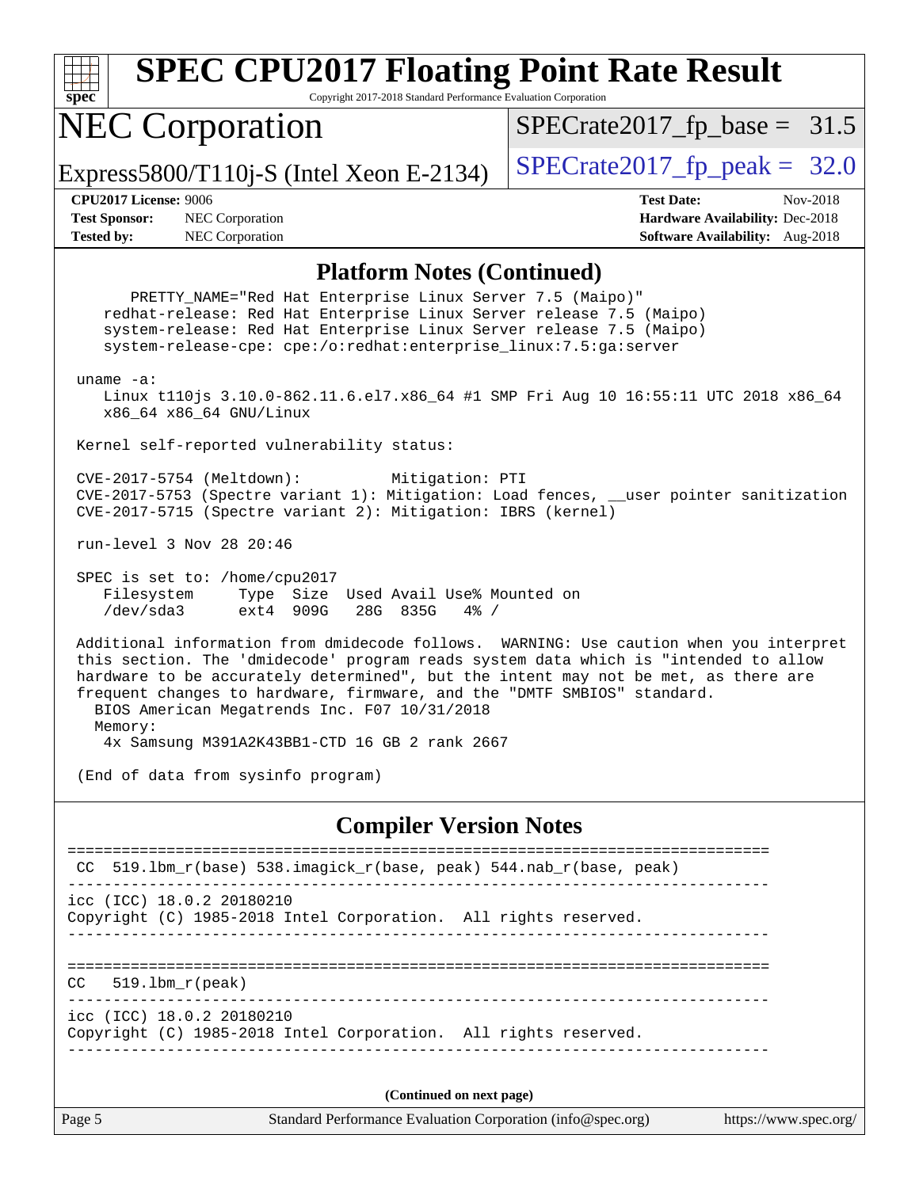## Platform Notes (Continued)

```
      PRETTY_NAME="Red Hat Enterprise Linux Server 7.5 (Maipo)"
    redhat-release: Red Hat Enterprise Linux Server release 7.5 (Maipo)
    system-release: Red Hat Enterprise Linux Server release 7.5 (Maipo)
    system-release-cpe: cpe:/o:redhat:enterprise_linux:7.5:ga:server

 uname -a:
    Linux t110js 3.10.0-862.11.6.el7.x86_64 #1 SMP Fri Aug 10 16:55:11 UTC 2018 x86_64
    x86_64 x86_64 GNU/Linux

 Kernel self-reported vulnerability status:

 CVE-2017-5754 (Meltdown):          Mitigation: PTI
 CVE-2017-5753 (Spectre variant 1): Mitigation: Load fences, __user pointer sanitization
 CVE-2017-5715 (Spectre variant 2): Mitigation: IBRS (kernel)

 run-level 3 Nov 28 20:46

 SPEC is set to: /home/cpu2017
    Filesystem     Type  Size  Used Avail Use% Mounted on
    /dev/sda3      ext4  909G   28G  835G   4% /

 Additional information from dmidecode follows.  WARNING: Use caution when you interpret
 this section. The 'dmidecode' program reads system data which is "intended to allow
 hardware to be accurately determined", but the intent may not be met, as there are
 frequent changes to hardware, firmware, and the "DMTF SMBIOS" standard.
   BIOS American Megatrends Inc. F07 10/31/2018
   Memory:
    4x Samsung M391A2K43BB1-CTD 16 GB 2 rank 2667

 (End of data from sysinfo program)
```

## Compiler Version Notes

```
==============================================================================
 CC  519.lbm_r(base) 538.imagick_r(base, peak) 544.nab_r(base, peak)
------------------------------------------------------------------------------
icc (ICC) 18.0.2 20180210
Copyright (C) 1985-2018 Intel Corporation.  All rights reserved.
------------------------------------------------------------------------------

==============================================================================
CC   519.lbm_r(peak)
------------------------------------------------------------------------------
icc (ICC) 18.0.2 20180210
Copyright (C) 1985-2018 Intel Corporation.  All rights reserved.
------------------------------------------------------------------------------
```

**(Continued on next page)**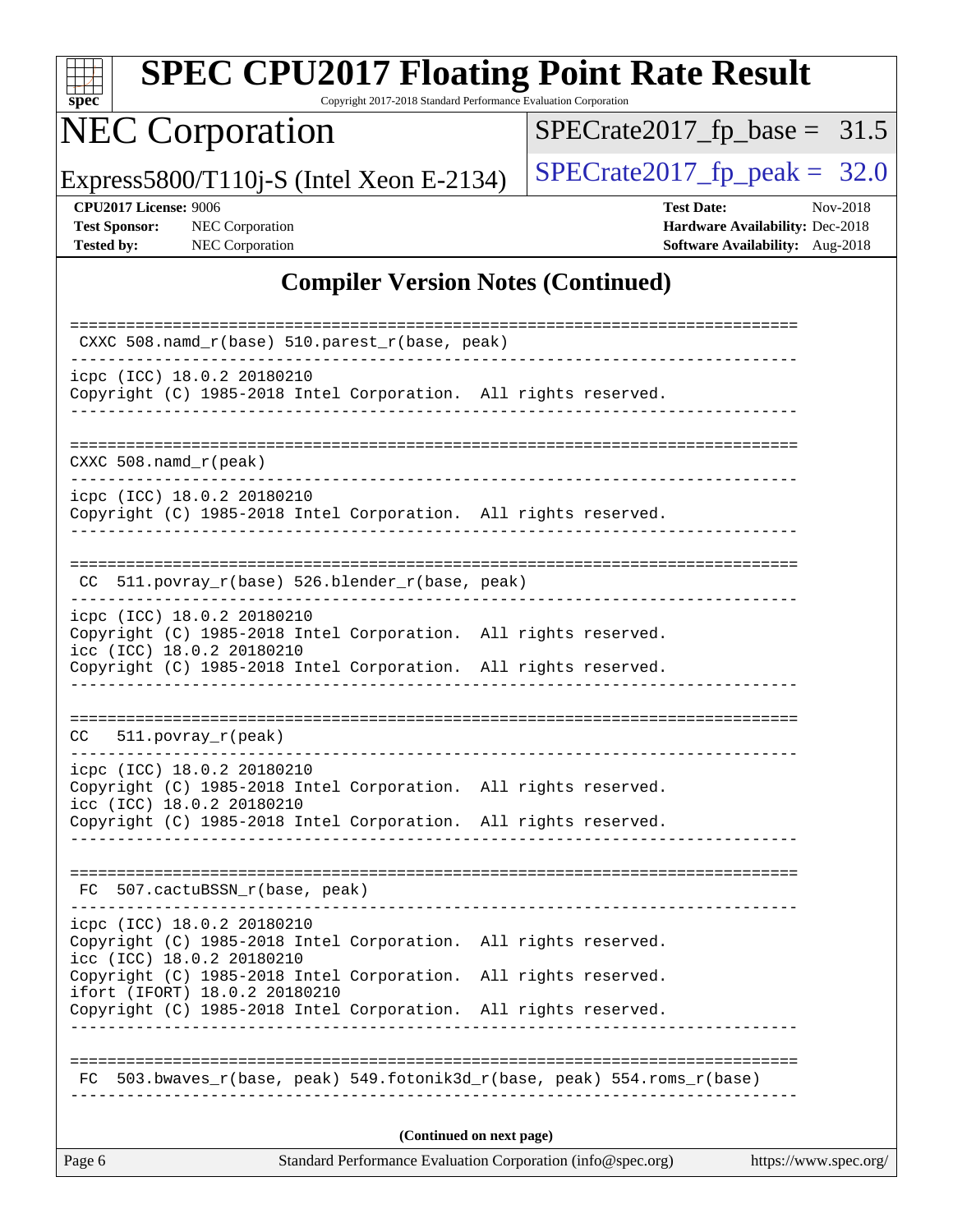## Compiler Version Notes (Continued)

```
==============================================================================
 CXXC 508.namd_r(base) 510.parest_r(base, peak)
------------------------------------------------------------------------------
icpc (ICC) 18.0.2 20180210
Copyright (C) 1985-2018 Intel Corporation.  All rights reserved.
------------------------------------------------------------------------------

==============================================================================
 CXXC 508.namd_r(peak)
------------------------------------------------------------------------------
icpc (ICC) 18.0.2 20180210
Copyright (C) 1985-2018 Intel Corporation.  All rights reserved.
------------------------------------------------------------------------------

==============================================================================
 CC  511.povray_r(base) 526.blender_r(base, peak)
------------------------------------------------------------------------------
icpc (ICC) 18.0.2 20180210
Copyright (C) 1985-2018 Intel Corporation.  All rights reserved.
icc (ICC) 18.0.2 20180210
Copyright (C) 1985-2018 Intel Corporation.  All rights reserved.
------------------------------------------------------------------------------

==============================================================================
 CC   511.povray_r(peak)
------------------------------------------------------------------------------
icpc (ICC) 18.0.2 20180210
Copyright (C) 1985-2018 Intel Corporation.  All rights reserved.
icc (ICC) 18.0.2 20180210
Copyright (C) 1985-2018 Intel Corporation.  All rights reserved.
------------------------------------------------------------------------------

==============================================================================
 FC  507.cactuBSSN_r(base, peak)
------------------------------------------------------------------------------
icpc (ICC) 18.0.2 20180210
Copyright (C) 1985-2018 Intel Corporation.  All rights reserved.
icc (ICC) 18.0.2 20180210
Copyright (C) 1985-2018 Intel Corporation.  All rights reserved.
ifort (IFORT) 18.0.2 20180210
Copyright (C) 1985-2018 Intel Corporation.  All rights reserved.
------------------------------------------------------------------------------

==============================================================================
 FC  503.bwaves_r(base, peak) 549.fotonik3d_r(base, peak) 554.roms_r(base)
------------------------------------------------------------------------------
```

(Continued on next page)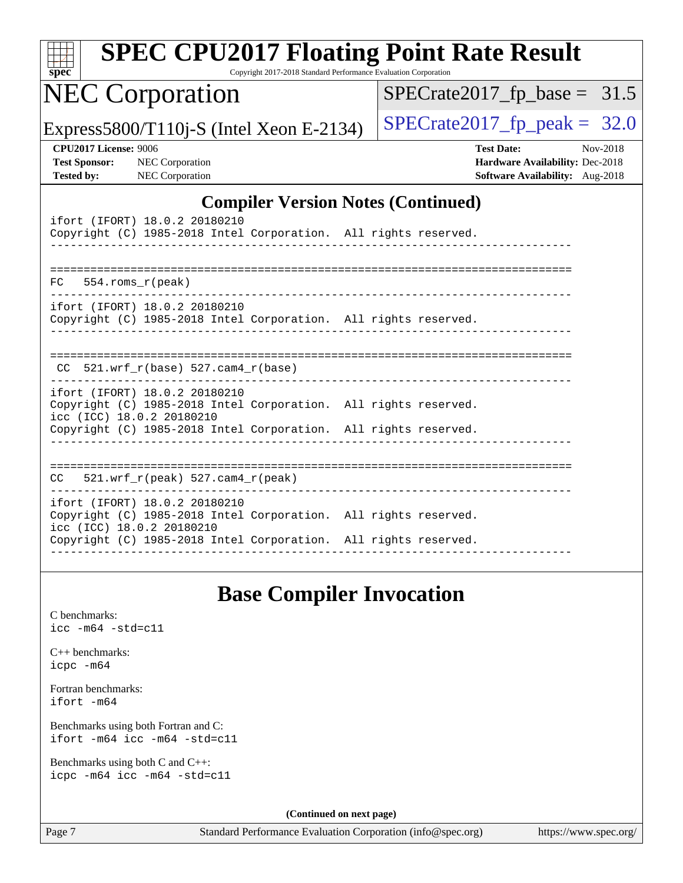## Compiler Version Notes (Continued)

```
ifort (IFORT) 18.0.2 20180210
Copyright (C) 1985-2018 Intel Corporation.  All rights reserved.
------------------------------------------------------------------------------

==============================================================================
FC   554.roms_r(peak)
------------------------------------------------------------------------------
ifort (IFORT) 18.0.2 20180210
Copyright (C) 1985-2018 Intel Corporation.  All rights reserved.
------------------------------------------------------------------------------

==============================================================================
 CC  521.wrf_r(base) 527.cam4_r(base)
------------------------------------------------------------------------------
ifort (IFORT) 18.0.2 20180210
Copyright (C) 1985-2018 Intel Corporation.  All rights reserved.
icc (ICC) 18.0.2 20180210
Copyright (C) 1985-2018 Intel Corporation.  All rights reserved.
------------------------------------------------------------------------------

==============================================================================
CC   521.wrf_r(peak) 527.cam4_r(peak)
------------------------------------------------------------------------------
ifort (IFORT) 18.0.2 20180210
Copyright (C) 1985-2018 Intel Corporation.  All rights reserved.
icc (ICC) 18.0.2 20180210
Copyright (C) 1985-2018 Intel Corporation.  All rights reserved.
------------------------------------------------------------------------------
```

## Base Compiler Invocation

C benchmarks:
`icc -m64 -std=c11`

C++ benchmarks:
`icpc -m64`

Fortran benchmarks:
`ifort -m64`

Benchmarks using both Fortran and C:
`ifort -m64 icc -m64 -std=c11`

Benchmarks using both C and C++:
`icpc -m64 icc -m64 -std=c11`

(Continued on next page)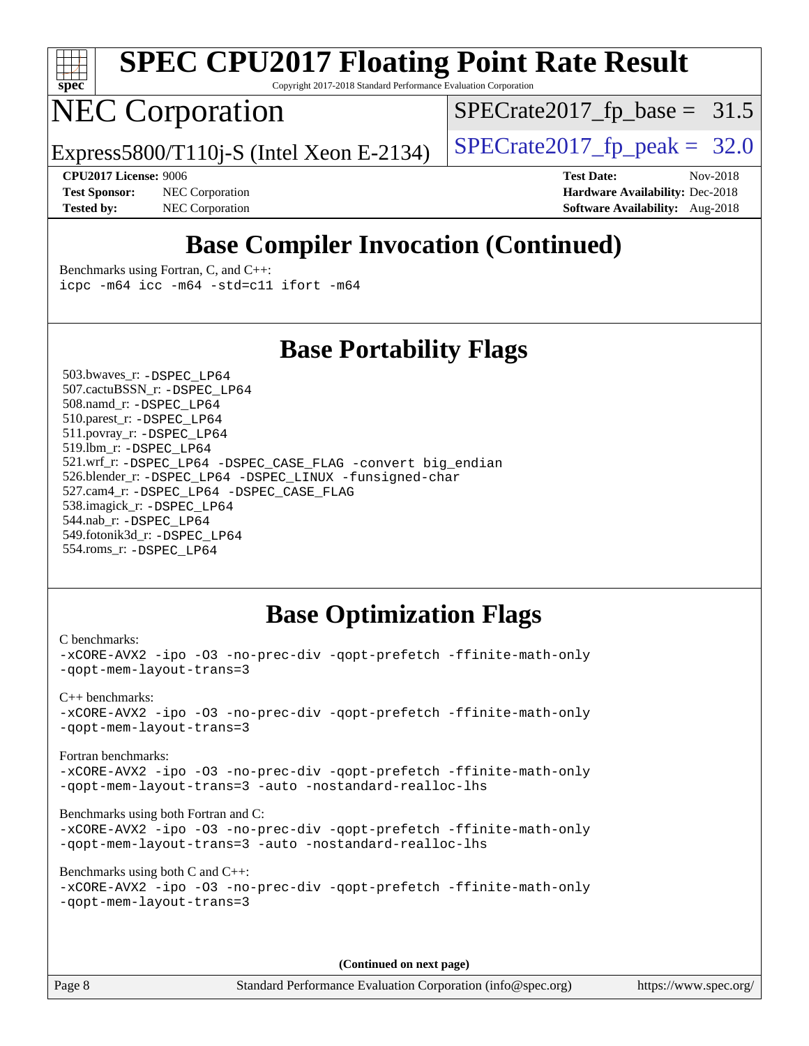# SPEC CPU2017 Floating Point Rate Result

Copyright 2017-2018 Standard Performance Evaluation Corporation

## NEC Corporation

Express5800/T110j-S (Intel Xeon E-2134)

SPECrate2017_fp_base = 31.5

SPECrate2017_fp_peak = 32.0

**CPU2017 License:** 9006
**Test Sponsor:** NEC Corporation
**Tested by:** NEC Corporation

**Test Date:** Nov-2018
**Hardware Availability:** Dec-2018
**Software Availability:** Aug-2018

## Base Compiler Invocation (Continued)

Benchmarks using Fortran, C, and C++:
```
icpc -m64 icc -m64 -std=c11 ifort -m64
```

## Base Portability Flags

503.bwaves_r: `-DSPEC_LP64`
507.cactuBSSN_r: `-DSPEC_LP64`
508.namd_r: `-DSPEC_LP64`
510.parest_r: `-DSPEC_LP64`
511.povray_r: `-DSPEC_LP64`
519.lbm_r: `-DSPEC_LP64`
521.wrf_r: `-DSPEC_LP64 -DSPEC_CASE_FLAG -convert big_endian`
526.blender_r: `-DSPEC_LP64 -DSPEC_LINUX -funsigned-char`
527.cam4_r: `-DSPEC_LP64 -DSPEC_CASE_FLAG`
538.imagick_r: `-DSPEC_LP64`
544.nab_r: `-DSPEC_LP64`
549.fotonik3d_r: `-DSPEC_LP64`
554.roms_r: `-DSPEC_LP64`

## Base Optimization Flags

C benchmarks:
```
-xCORE-AVX2 -ipo -O3 -no-prec-div -qopt-prefetch -ffinite-math-only
-qopt-mem-layout-trans=3
```

C++ benchmarks:
```
-xCORE-AVX2 -ipo -O3 -no-prec-div -qopt-prefetch -ffinite-math-only
-qopt-mem-layout-trans=3
```

Fortran benchmarks:
```
-xCORE-AVX2 -ipo -O3 -no-prec-div -qopt-prefetch -ffinite-math-only
-qopt-mem-layout-trans=3 -auto -nostandard-realloc-lhs
```

Benchmarks using both Fortran and C:
```
-xCORE-AVX2 -ipo -O3 -no-prec-div -qopt-prefetch -ffinite-math-only
-qopt-mem-layout-trans=3 -auto -nostandard-realloc-lhs
```

Benchmarks using both C and C++:
```
-xCORE-AVX2 -ipo -O3 -no-prec-div -qopt-prefetch -ffinite-math-only
-qopt-mem-layout-trans=3
```

**(Continued on next page)**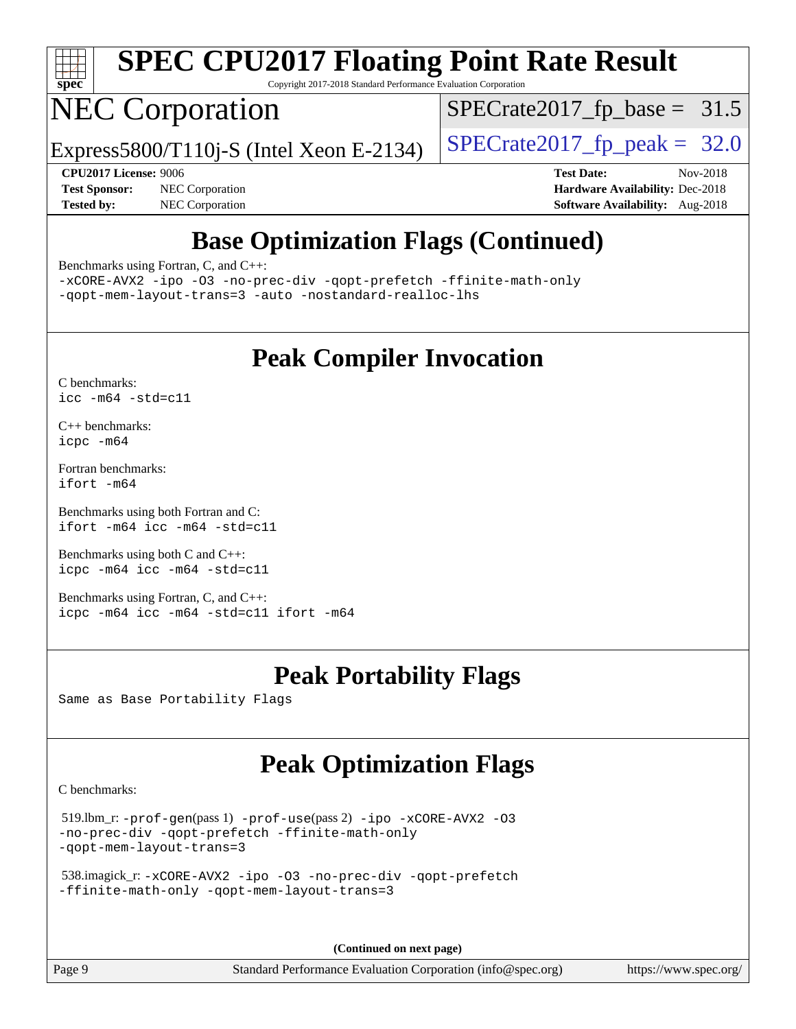# SPEC CPU2017 Floating Point Rate Result

Copyright 2017-2018 Standard Performance Evaluation Corporation

## NEC Corporation

Express5800/T110j-S (Intel Xeon E-2134)

SPECrate2017_fp_base = 31.5

SPECrate2017_fp_peak = 32.0

**CPU2017 License:** 9006
**Test Sponsor:** NEC Corporation
**Tested by:** NEC Corporation

**Test Date:** Nov-2018
**Hardware Availability:** Dec-2018
**Software Availability:** Aug-2018

## Base Optimization Flags (Continued)

Benchmarks using Fortran, C, and C++:

```
-xCORE-AVX2 -ipo -O3 -no-prec-div -qopt-prefetch -ffinite-math-only
-qopt-mem-layout-trans=3 -auto -nostandard-realloc-lhs
```

## Peak Compiler Invocation

C benchmarks:

```
icc -m64 -std=c11
```

C++ benchmarks:

```
icpc -m64
```

Fortran benchmarks:

```
ifort -m64
```

Benchmarks using both Fortran and C:

```
ifort -m64 icc -m64 -std=c11
```

Benchmarks using both C and C++:

```
icpc -m64 icc -m64 -std=c11
```

Benchmarks using Fortran, C, and C++:

```
icpc -m64 icc -m64 -std=c11 ifort -m64
```

## Peak Portability Flags

Same as Base Portability Flags

## Peak Optimization Flags

C benchmarks:

519.lbm_r: -prof-gen(pass 1) -prof-use(pass 2) -ipo -xCORE-AVX2 -O3 -no-prec-div -qopt-prefetch -ffinite-math-only -qopt-mem-layout-trans=3

538.imagick_r: -xCORE-AVX2 -ipo -O3 -no-prec-div -qopt-prefetch -ffinite-math-only -qopt-mem-layout-trans=3

**(Continued on next page)**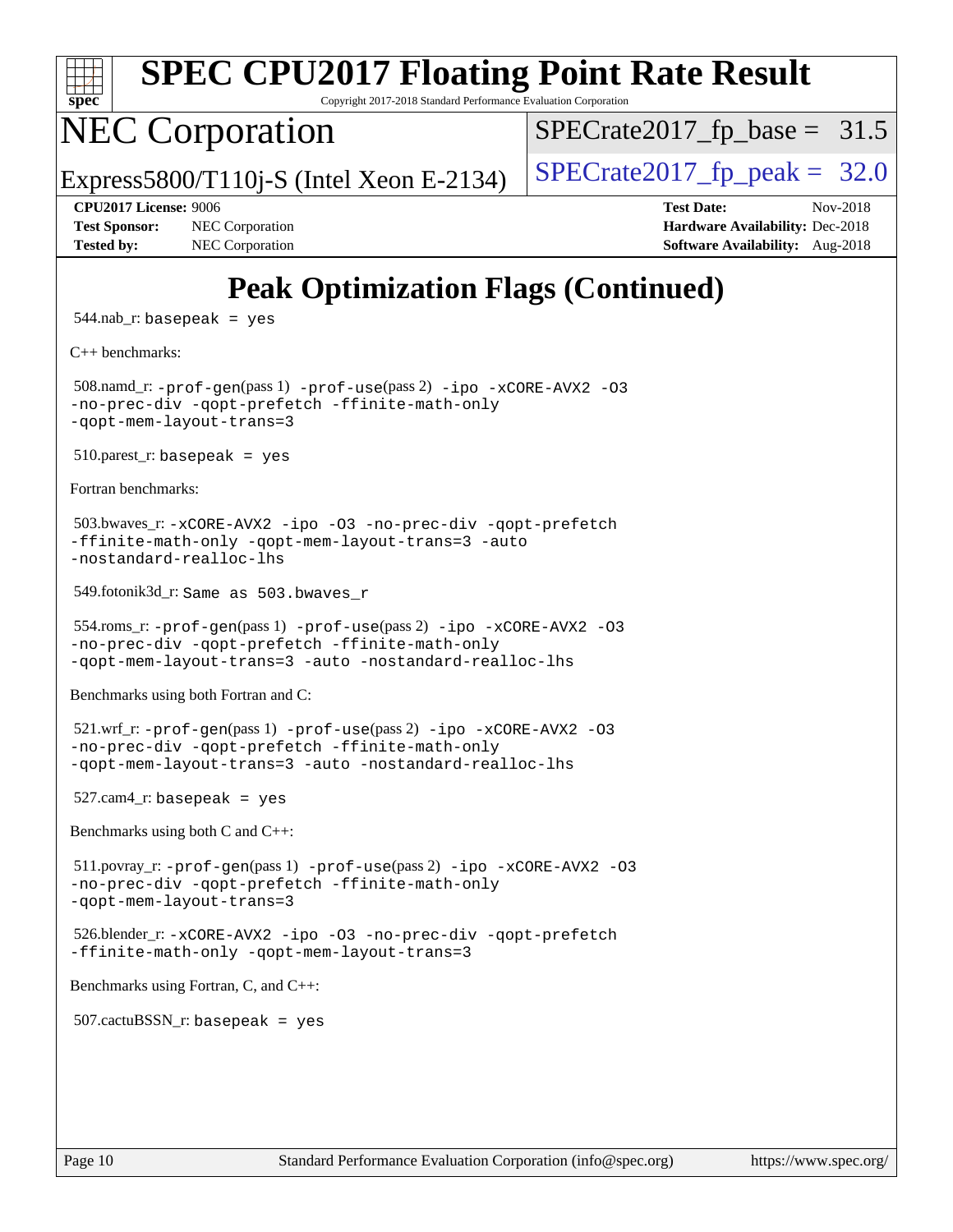# Peak Optimization Flags (Continued)

544.nab_r: `basepeak = yes`

C++ benchmarks:

508.namd_r: `-prof-gen`(pass 1) `-prof-use`(pass 2) `-ipo -xCORE-AVX2 -O3 -no-prec-div -qopt-prefetch -ffinite-math-only -qopt-mem-layout-trans=3`

510.parest_r: `basepeak = yes`

Fortran benchmarks:

503.bwaves_r: `-xCORE-AVX2 -ipo -O3 -no-prec-div -qopt-prefetch -ffinite-math-only -qopt-mem-layout-trans=3 -auto -nostandard-realloc-lhs`

549.fotonik3d_r: `Same as 503.bwaves_r`

554.roms_r: `-prof-gen`(pass 1) `-prof-use`(pass 2) `-ipo -xCORE-AVX2 -O3 -no-prec-div -qopt-prefetch -ffinite-math-only -qopt-mem-layout-trans=3 -auto -nostandard-realloc-lhs`

Benchmarks using both Fortran and C:

521.wrf_r: `-prof-gen`(pass 1) `-prof-use`(pass 2) `-ipo -xCORE-AVX2 -O3 -no-prec-div -qopt-prefetch -ffinite-math-only -qopt-mem-layout-trans=3 -auto -nostandard-realloc-lhs`

527.cam4_r: `basepeak = yes`

Benchmarks using both C and C++:

511.povray_r: `-prof-gen`(pass 1) `-prof-use`(pass 2) `-ipo -xCORE-AVX2 -O3 -no-prec-div -qopt-prefetch -ffinite-math-only -qopt-mem-layout-trans=3`

526.blender_r: `-xCORE-AVX2 -ipo -O3 -no-prec-div -qopt-prefetch -ffinite-math-only -qopt-mem-layout-trans=3`

Benchmarks using Fortran, C, and C++:

507.cactuBSSN_r: `basepeak = yes`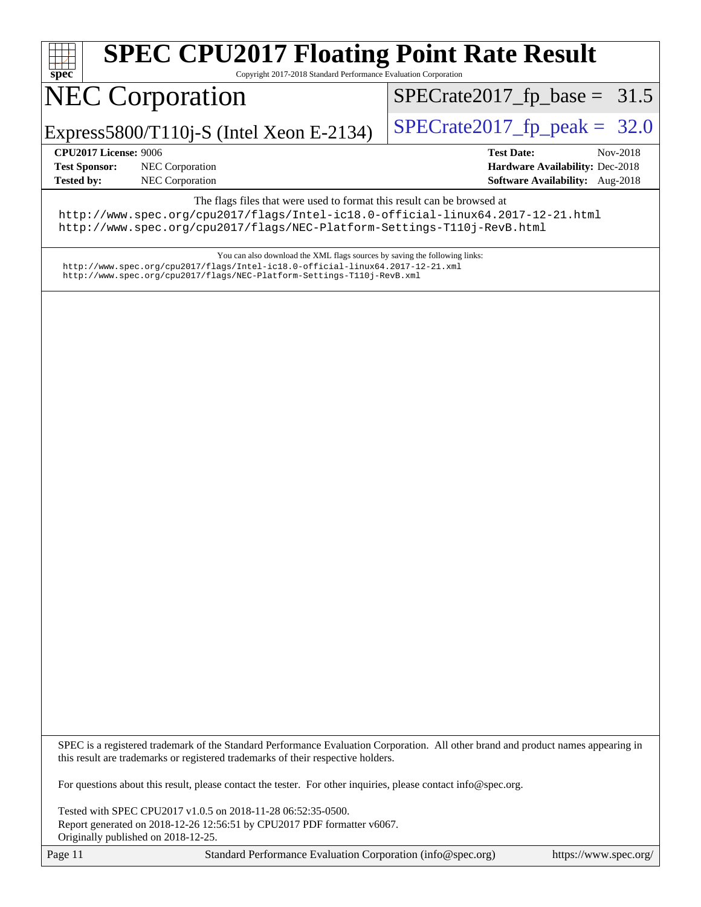# SPEC CPU2017 Floating Point Rate Result

Copyright 2017-2018 Standard Performance Evaluation Corporation

## NEC Corporation

Express5800/T110j-S (Intel Xeon E-2134)

SPECrate2017_fp_base = 31.5

SPECrate2017_fp_peak = 32.0

**CPU2017 License:** 9006
**Test Sponsor:** NEC Corporation
**Tested by:** NEC Corporation

**Test Date:** Nov-2018
**Hardware Availability:** Dec-2018
**Software Availability:** Aug-2018

The flags files that were used to format this result can be browsed at

http://www.spec.org/cpu2017/flags/Intel-ic18.0-official-linux64.2017-12-21.html
http://www.spec.org/cpu2017/flags/NEC-Platform-Settings-T110j-RevB.html

You can also download the XML flags sources by saving the following links:

http://www.spec.org/cpu2017/flags/Intel-ic18.0-official-linux64.2017-12-21.xml
http://www.spec.org/cpu2017/flags/NEC-Platform-Settings-T110j-RevB.xml

SPEC is a registered trademark of the Standard Performance Evaluation Corporation. All other brand and product names appearing in this result are trademarks or registered trademarks of their respective holders.

For questions about this result, please contact the tester. For other inquiries, please contact info@spec.org.

Tested with SPEC CPU2017 v1.0.5 on 2018-11-28 06:52:35-0500.
Report generated on 2018-12-26 12:56:51 by CPU2017 PDF formatter v6067.
Originally published on 2018-12-25.